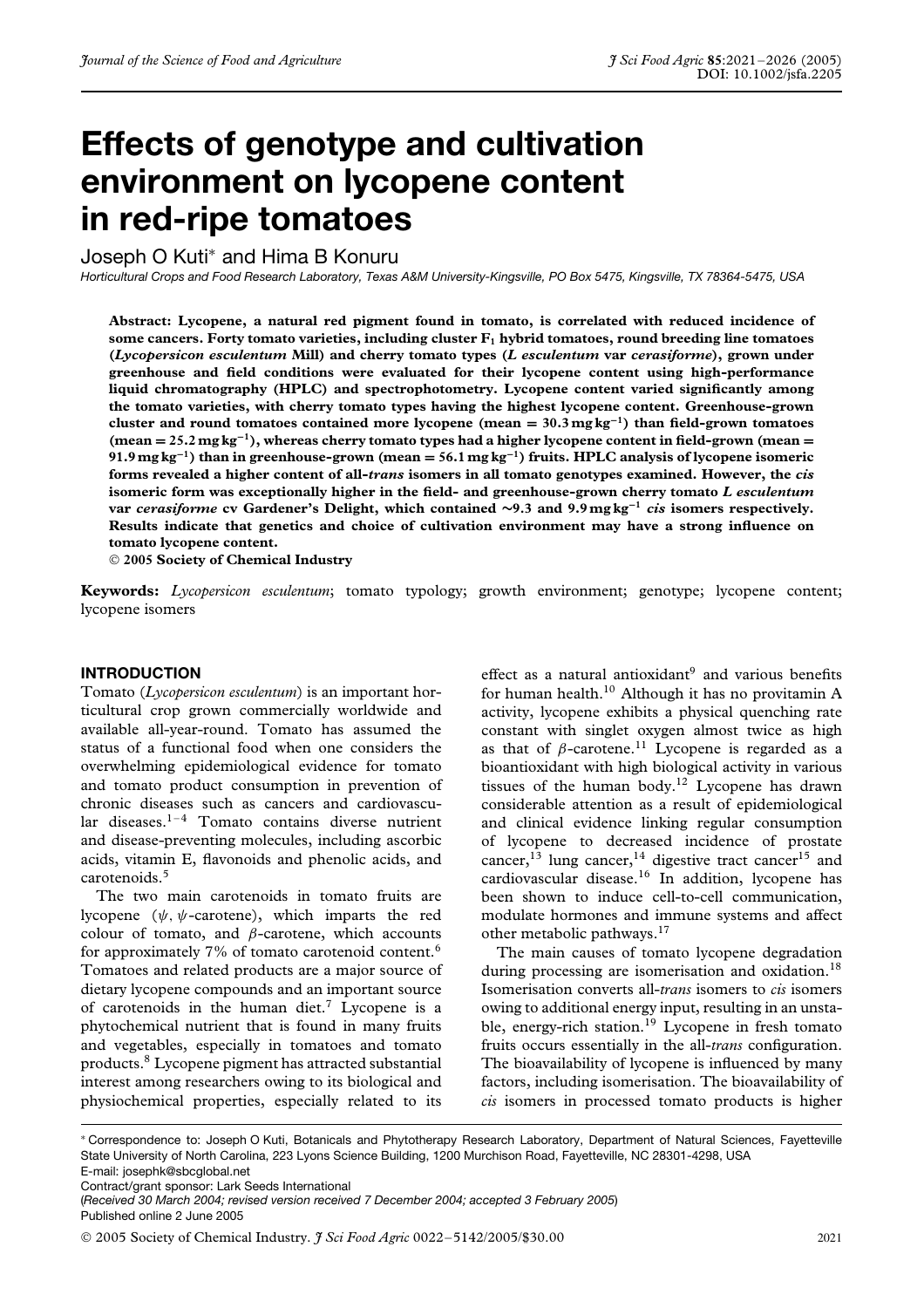# Effects of genotype and cultivation environment on lycopene content in red-ripe tomatoes

Joseph O Kuti* and Hima B Konuru

*Horticultural Crops and Food Research Laboratory, Texas A&M University-Kingsville, PO Box 5475, Kingsville, TX 78364-5475, USA*

**Abstract: Lycopene, a natural red pigment found in tomato, is correlated with reduced incidence of some cancers. Forty tomato varieties, including cluster $F_1$ hybrid tomatoes, round breeding line tomatoes (*Lycopersicon esculentum* Mill) and cherry tomato types (*L esculentum* var *cerasiforme*), grown under greenhouse and field conditions were evaluated for their lycopene content using high-performance liquid chromatography (HPLC) and spectrophotometry. Lycopene content varied significantly among the tomato varieties, with cherry tomato types having the highest lycopene content. Greenhouse-grown cluster and round tomatoes contained more lycopene (mean = 30.3 mg kg$^{-1}$) than field-grown tomatoes (mean = 25.2 mg kg$^{-1}$), whereas cherry tomato types had a higher lycopene content in field-grown (mean = 91.9 mg kg$^{-1}$) than in greenhouse-grown (mean = 56.1 mg kg$^{-1}$) fruits. HPLC analysis of lycopene isomeric forms revealed a higher content of all-*trans* isomers in all tomato genotypes examined. However, the *cis* isomeric form was exceptionally higher in the field- and greenhouse-grown cherry tomato *L esculentum* var *cerasiforme* cv Gardener's Delight, which contained ∼9.3 and 9.9 mg kg$^{-1}$ *cis* isomers respectively. Results indicate that genetics and choice of cultivation environment may have a strong influence on tomato lycopene content.**

**© 2005 Society of Chemical Industry**

**Keywords:** *Lycopersicon esculentum*; tomato typology; growth environment; genotype; lycopene content; lycopene isomers

## INTRODUCTION

Tomato (*Lycopersicon esculentum*) is an important horticultural crop grown commercially worldwide and available all-year-round. Tomato has assumed the status of a functional food when one considers the overwhelming epidemiological evidence for tomato and tomato product consumption in prevention of chronic diseases such as cancers and cardiovascular diseases.[1–4] Tomato contains diverse nutrient and disease-preventing molecules, including ascorbic acids, vitamin E, flavonoids and phenolic acids, and carotenoids.[5]

The two main carotenoids in tomato fruits are lycopene ($\psi, \psi$-carotene), which imparts the red colour of tomato, and $\beta$-carotene, which accounts for approximately 7% of tomato carotenoid content.[6] Tomatoes and related products are a major source of dietary lycopene compounds and an important source of carotenoids in the human diet.[7] Lycopene is a phytochemical nutrient that is found in many fruits and vegetables, especially in tomatoes and tomato products.[8] Lycopene pigment has attracted substantial interest among researchers owing to its biological and physiochemical properties, especially related to its effect as a natural antioxidant[9] and various benefits for human health.[10] Although it has no provitamin A activity, lycopene exhibits a physical quenching rate constant with singlet oxygen almost twice as high as that of $\beta$-carotene.[11] Lycopene is regarded as a bioantioxidant with high biological activity in various tissues of the human body.[12] Lycopene has drawn considerable attention as a result of epidemiological and clinical evidence linking regular consumption of lycopene to decreased incidence of prostate cancer,[13] lung cancer,[14] digestive tract cancer[15] and cardiovascular disease.[16] In addition, lycopene has been shown to induce cell-to-cell communication, modulate hormones and immune systems and affect other metabolic pathways.[17]

The main causes of tomato lycopene degradation during processing are isomerisation and oxidation.[18] Isomerisation converts all-*trans* isomers to *cis* isomers owing to additional energy input, resulting in an unstable, energy-rich station.[19] Lycopene in fresh tomato fruits occurs essentially in the all-*trans* configuration. The bioavailability of lycopene is influenced by many factors, including isomerisation. The bioavailability of *cis* isomers in processed tomato products is higher

---

* Correspondence to: Joseph O Kuti, Botanicals and Phytotherapy Research Laboratory, Department of Natural Sciences, Fayetteville State University of North Carolina, 223 Lyons Science Building, 1200 Murchison Road, Fayetteville, NC 28301-4298, USA
E-mail: josephk@sbcglobal.net
Contract/grant sponsor: Lark Seeds International
(*Received 30 March 2004; revised version received 7 December 2004; accepted 3 February 2005*)
Published online 2 June 2005

© 2005 Society of Chemical Industry. *J Sci Food Agric* 0022–5142/2005/$30.00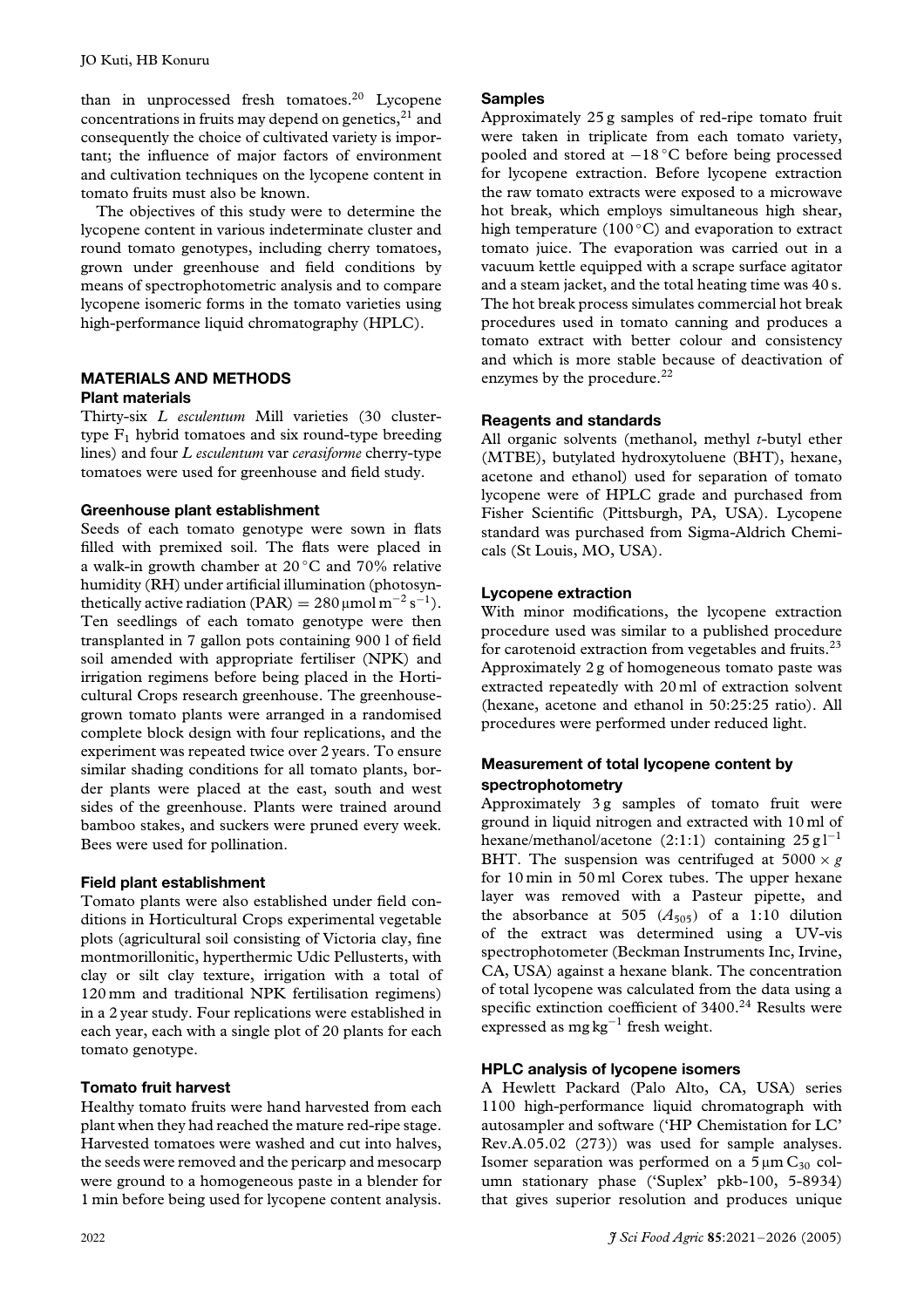than in unprocessed fresh tomatoes.[20] Lycopene concentrations in fruits may depend on genetics,[21] and consequently the choice of cultivated variety is important; the influence of major factors of environment and cultivation techniques on the lycopene content in tomato fruits must also be known.

The objectives of this study were to determine the lycopene content in various indeterminate cluster and round tomato genotypes, including cherry tomatoes, grown under greenhouse and field conditions by means of spectrophotometric analysis and to compare lycopene isomeric forms in the tomato varieties using high-performance liquid chromatography (HPLC).

## MATERIALS AND METHODS

### Plant materials

Thirty-six *L esculentum* Mill varieties (30 cluster-type $F_1$ hybrid tomatoes and six round-type breeding lines) and four *L esculentum* var *cerasiforme* cherry-type tomatoes were used for greenhouse and field study.

### Greenhouse plant establishment

Seeds of each tomato genotype were sown in flats filled with premixed soil. The flats were placed in a walk-in growth chamber at 20 °C and 70% relative humidity (RH) under artificial illumination (photosynthetically active radiation (PAR) $= 280\,\mu\text{mol}\,\text{m}^{-2}\,\text{s}^{-1}$). Ten seedlings of each tomato genotype were then transplanted in 7 gallon pots containing 900 l of field soil amended with appropriate fertiliser (NPK) and irrigation regimens before being placed in the Horticultural Crops research greenhouse. The greenhouse-grown tomato plants were arranged in a randomised complete block design with four replications, and the experiment was repeated twice over 2 years. To ensure similar shading conditions for all tomato plants, border plants were placed at the east, south and west sides of the greenhouse. Plants were trained around bamboo stakes, and suckers were pruned every week. Bees were used for pollination.

### Field plant establishment

Tomato plants were also established under field conditions in Horticultural Crops experimental vegetable plots (agricultural soil consisting of Victoria clay, fine montmorillonitic, hyperthermic Udic Pellusterts, with clay or silt clay texture, irrigation with a total of 120 mm and traditional NPK fertilisation regimens) in a 2 year study. Four replications were established in each year, each with a single plot of 20 plants for each tomato genotype.

### Tomato fruit harvest

Healthy tomato fruits were hand harvested from each plant when they had reached the mature red-ripe stage. Harvested tomatoes were washed and cut into halves, the seeds were removed and the pericarp and mesocarp were ground to a homogeneous paste in a blender for 1 min before being used for lycopene content analysis.

### Samples

Approximately 25 g samples of red-ripe tomato fruit were taken in triplicate from each tomato variety, pooled and stored at −18 °C before being processed for lycopene extraction. Before lycopene extraction the raw tomato extracts were exposed to a microwave hot break, which employs simultaneous high shear, high temperature (100 °C) and evaporation to extract tomato juice. The evaporation was carried out in a vacuum kettle equipped with a scrape surface agitator and a steam jacket, and the total heating time was 40 s. The hot break process simulates commercial hot break procedures used in tomato canning and produces a tomato extract with better colour and consistency and which is more stable because of deactivation of enzymes by the procedure.[22]

### Reagents and standards

All organic solvents (methanol, methyl *t*-butyl ether (MTBE), butylated hydroxytoluene (BHT), hexane, acetone and ethanol) used for separation of tomato lycopene were of HPLC grade and purchased from Fisher Scientific (Pittsburgh, PA, USA). Lycopene standard was purchased from Sigma-Aldrich Chemicals (St Louis, MO, USA).

### Lycopene extraction

With minor modifications, the lycopene extraction procedure used was similar to a published procedure for carotenoid extraction from vegetables and fruits.[23] Approximately 2 g of homogeneous tomato paste was extracted repeatedly with 20 ml of extraction solvent (hexane, acetone and ethanol in 50:25:25 ratio). All procedures were performed under reduced light.

### Measurement of total lycopene content by spectrophotometry

Approximately 3 g samples of tomato fruit were ground in liquid nitrogen and extracted with 10 ml of hexane/methanol/acetone (2:1:1) containing $25\,\text{g}\,\text{l}^{-1}$ BHT. The suspension was centrifuged at $5000 \times g$ for 10 min in 50 ml Corex tubes. The upper hexane layer was removed with a Pasteur pipette, and the absorbance at 505 ($A_{505}$) of a 1:10 dilution of the extract was determined using a UV-vis spectrophotometer (Beckman Instruments Inc, Irvine, CA, USA) against a hexane blank. The concentration of total lycopene was calculated from the data using a specific extinction coefficient of 3400.[24] Results were expressed as $\text{mg}\,\text{kg}^{-1}$ fresh weight.

### HPLC analysis of lycopene isomers

A Hewlett Packard (Palo Alto, CA, USA) series 1100 high-performance liquid chromatograph with autosampler and software ('HP Chemistation for LC' Rev.A.05.02 (273)) was used for sample analyses. Isomer separation was performed on a $5\,\mu\text{m}$ $C_{30}$ column stationary phase ('Suplex' pkb-100, 5-8934) that gives superior resolution and produces unique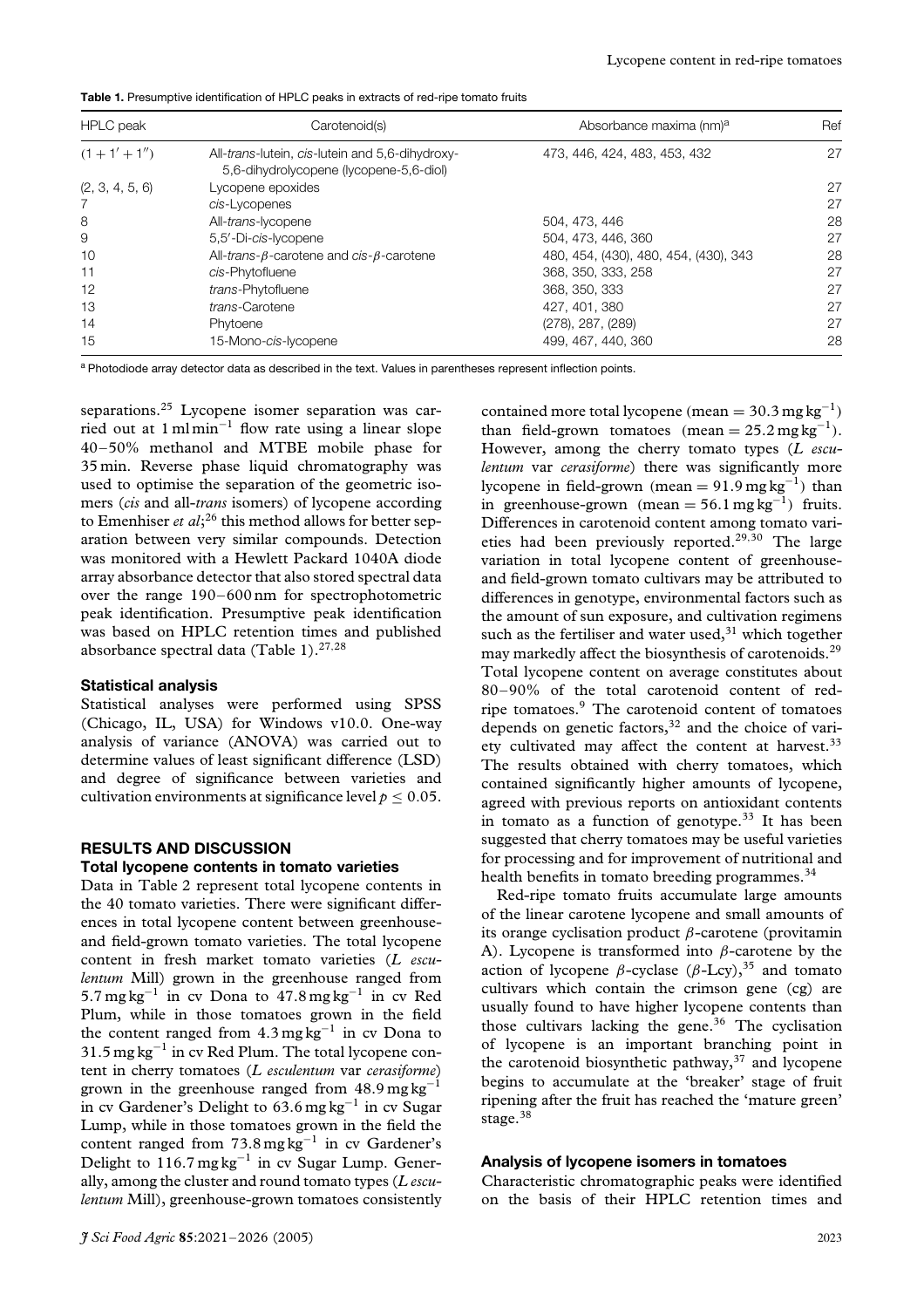**Table 1.** Presumptive identification of HPLC peaks in extracts of red-ripe tomato fruits

| HPLC peak | Carotenoid(s) | Absorbance maxima (nm)[a] | Ref |
|---|---|---|---|
| $(1 + 1' + 1'')$ | All-*trans*-lutein, *cis*-lutein and 5,6-dihydroxy-5,6-dihydrolycopene (lycopene-5,6-diol) | 473, 446, 424, 483, 453, 432 | 27 |
| (2, 3, 4, 5, 6) | Lycopene epoxides | | 27 |
| 7 | *cis*-Lycopenes | | 27 |
| 8 | All-*trans*-lycopene | 504, 473, 446 | 28 |
| 9 | 5,5′-Di-*cis*-lycopene | 504, 473, 446, 360 | 27 |
| 10 | All-*trans*-$\beta$-carotene and *cis*-$\beta$-carotene | 480, 454, (430), 480, 454, (430), 343 | 28 |
| 11 | *cis*-Phytofluene | 368, 350, 333, 258 | 27 |
| 12 | *trans*-Phytofluene | 368, 350, 333 | 27 |
| 13 | *trans*-Carotene | 427, 401, 380 | 27 |
| 14 | Phytoene | (278), 287, (289) | 27 |
| 15 | 15-Mono-*cis*-lycopene | 499, 467, 440, 360 | 28 |

[a] Photodiode array detector data as described in the text. Values in parentheses represent inflection points.

separations.[25] Lycopene isomer separation was carried out at $1\,\text{ml}\,\text{min}^{-1}$ flow rate using a linear slope 40–50% methanol and MTBE mobile phase for 35 min. Reverse phase liquid chromatography was used to optimise the separation of the geometric isomers (*cis* and all-*trans* isomers) of lycopene according to Emenhiser *et al*;[26] this method allows for better separation between very similar compounds. Detection was monitored with a Hewlett Packard 1040A diode array absorbance detector that also stored spectral data over the range 190–600 nm for spectrophotometric peak identification. Presumptive peak identification was based on HPLC retention times and published absorbance spectral data (Table 1).[27,28]

### Statistical analysis

Statistical analyses were performed using SPSS (Chicago, IL, USA) for Windows v10.0. One-way analysis of variance (ANOVA) was carried out to determine values of least significant difference (LSD) and degree of significance between varieties and cultivation environments at significance level $p \leq 0.05$.

## RESULTS AND DISCUSSION

### Total lycopene contents in tomato varieties

Data in Table 2 represent total lycopene contents in the 40 tomato varieties. There were significant differences in total lycopene content between greenhouse- and field-grown tomato varieties. The total lycopene content in fresh market tomato varieties (*L esculentum* Mill) grown in the greenhouse ranged from $5.7\,\text{mg}\,\text{kg}^{-1}$ in cv Dona to $47.8\,\text{mg}\,\text{kg}^{-1}$ in cv Red Plum, while in those tomatoes grown in the field the content ranged from $4.3\,\text{mg}\,\text{kg}^{-1}$ in cv Dona to $31.5\,\text{mg}\,\text{kg}^{-1}$ in cv Red Plum. The total lycopene content in cherry tomatoes (*L esculentum* var *cerasiforme*) grown in the greenhouse ranged from $48.9\,\text{mg}\,\text{kg}^{-1}$ in cv Gardener's Delight to $63.6\,\text{mg}\,\text{kg}^{-1}$ in cv Sugar Lump, while in those tomatoes grown in the field the content ranged from $73.8\,\text{mg}\,\text{kg}^{-1}$ in cv Gardener's Delight to $116.7\,\text{mg}\,\text{kg}^{-1}$ in cv Sugar Lump. Generally, among the cluster and round tomato types (*L esculentum* Mill), greenhouse-grown tomatoes consistently contained more total lycopene (mean $= 30.3\,\text{mg}\,\text{kg}^{-1}$) than field-grown tomatoes (mean $= 25.2\,\text{mg}\,\text{kg}^{-1}$). However, among the cherry tomato types (*L esculentum* var *cerasiforme*) there was significantly more lycopene in field-grown (mean $= 91.9\,\text{mg}\,\text{kg}^{-1}$) than in greenhouse-grown (mean $= 56.1\,\text{mg}\,\text{kg}^{-1}$) fruits. Differences in carotenoid content among tomato varieties had been previously reported.[29,30] The large variation in total lycopene content of greenhouse- and field-grown tomato cultivars may be attributed to differences in genotype, environmental factors such as the amount of sun exposure, and cultivation regimens such as the fertiliser and water used,[31] which together may markedly affect the biosynthesis of carotenoids.[29] Total lycopene content on average constitutes about 80–90% of the total carotenoid content of red-ripe tomatoes.[9] The carotenoid content of tomatoes depends on genetic factors,[32] and the choice of variety cultivated may affect the content at harvest.[33] The results obtained with cherry tomatoes, which contained significantly higher amounts of lycopene, agreed with previous reports on antioxidant contents in tomato as a function of genotype.[33] It has been suggested that cherry tomatoes may be useful varieties for processing and for improvement of nutritional and health benefits in tomato breeding programmes.[34]

Red-ripe tomato fruits accumulate large amounts of the linear carotene lycopene and small amounts of its orange cyclisation product $\beta$-carotene (provitamin A). Lycopene is transformed into $\beta$-carotene by the action of lycopene $\beta$-cyclase ($\beta$-Lcy),[35] and tomato cultivars which contain the crimson gene (cg) are usually found to have higher lycopene contents than those cultivars lacking the gene.[36] The cyclisation of lycopene is an important branching point in the carotenoid biosynthetic pathway,[37] and lycopene begins to accumulate at the 'breaker' stage of fruit ripening after the fruit has reached the 'mature green' stage.[38]

### Analysis of lycopene isomers in tomatoes

Characteristic chromatographic peaks were identified on the basis of their HPLC retention times and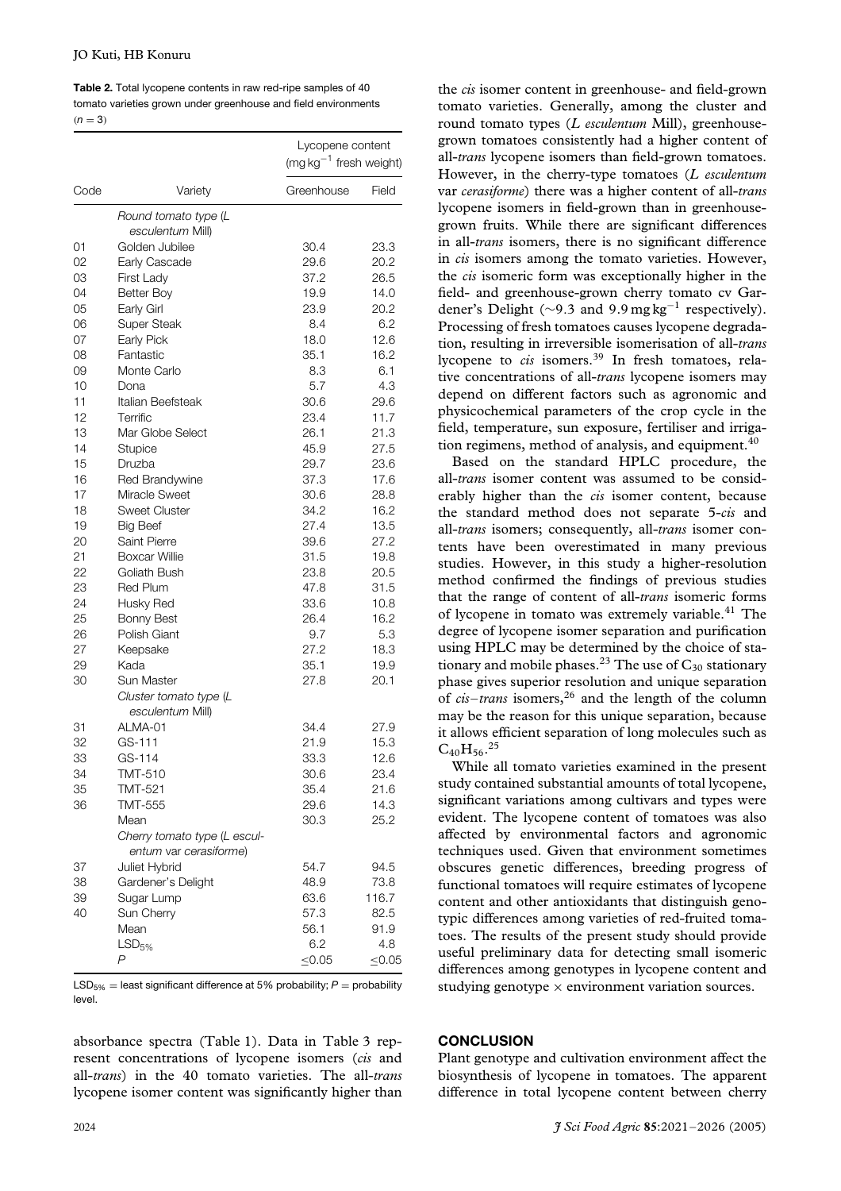**Table 2.** Total lycopene contents in raw red-ripe samples of 40 tomato varieties grown under greenhouse and field environments ($n = 3$)

| Code | Variety | Lycopene content ($mg\,kg^{-1}$ fresh weight) | |
|---|---|---|---|
| | | Greenhouse | Field |
| | *Round tomato type (L esculentum Mill)* | | |
| 01 | Golden Jubilee | 30.4 | 23.3 |
| 02 | Early Cascade | 29.6 | 20.2 |
| 03 | First Lady | 37.2 | 26.5 |
| 04 | Better Boy | 19.9 | 14.0 |
| 05 | Early Girl | 23.9 | 20.2 |
| 06 | Super Steak | 8.4 | 6.2 |
| 07 | Early Pick | 18.0 | 12.6 |
| 08 | Fantastic | 35.1 | 16.2 |
| 09 | Monte Carlo | 8.3 | 6.1 |
| 10 | Dona | 5.7 | 4.3 |
| 11 | Italian Beefsteak | 30.6 | 29.6 |
| 12 | Terrific | 23.4 | 11.7 |
| 13 | Mar Globe Select | 26.1 | 21.3 |
| 14 | Stupice | 45.9 | 27.5 |
| 15 | Druzba | 29.7 | 23.6 |
| 16 | Red Brandywine | 37.3 | 17.6 |
| 17 | Miracle Sweet | 30.6 | 28.8 |
| 18 | Sweet Cluster | 34.2 | 16.2 |
| 19 | Big Beef | 27.4 | 13.5 |
| 20 | Saint Pierre | 39.6 | 27.2 |
| 21 | Boxcar Willie | 31.5 | 19.8 |
| 22 | Goliath Bush | 23.8 | 20.5 |
| 23 | Red Plum | 47.8 | 31.5 |
| 24 | Husky Red | 33.6 | 10.8 |
| 25 | Bonny Best | 26.4 | 16.2 |
| 26 | Polish Giant | 9.7 | 5.3 |
| 27 | Keepsake | 27.2 | 18.3 |
| 29 | Kada | 35.1 | 19.9 |
| 30 | Sun Master | 27.8 | 20.1 |
| | *Cluster tomato type (L esculentum Mill)* | | |
| 31 | ALMA-01 | 34.4 | 27.9 |
| 32 | GS-111 | 21.9 | 15.3 |
| 33 | GS-114 | 33.3 | 12.6 |
| 34 | TMT-510 | 30.6 | 23.4 |
| 35 | TMT-521 | 35.4 | 21.6 |
| 36 | TMT-555 | 29.6 | 14.3 |
| | Mean | 30.3 | 25.2 |
| | *Cherry tomato type (L esculentum var cerasiforme)* | | |
| 37 | Juliet Hybrid | 54.7 | 94.5 |
| 38 | Gardener's Delight | 48.9 | 73.8 |
| 39 | Sugar Lump | 63.6 | 116.7 |
| 40 | Sun Cherry | 57.3 | 82.5 |
| | Mean | 56.1 | 91.9 |
| | $LSD_{5\%}$ | 6.2 | 4.8 |
| | $P$ | $\leq 0.05$ | $\leq 0.05$ |

$LSD_{5\%}$ = least significant difference at 5% probability; $P$ = probability level.

absorbance spectra (Table 1). Data in Table 3 represent concentrations of lycopene isomers (*cis* and all-*trans*) in the 40 tomato varieties. The all-*trans* lycopene isomer content was significantly higher than the *cis* isomer content in greenhouse- and field-grown tomato varieties. Generally, among the cluster and round tomato types (*L esculentum* Mill), greenhouse-grown tomatoes consistently had a higher content of all-*trans* lycopene isomers than field-grown tomatoes. However, in the cherry-type tomatoes (*L esculentum* var *cerasiforme*) there was a higher content of all-*trans* lycopene isomers in field-grown than in greenhouse-grown fruits. While there are significant differences in all-*trans* isomers, there is no significant difference in *cis* isomers among the tomato varieties. However, the *cis* isomeric form was exceptionally higher in the field- and greenhouse-grown cherry tomato cv Gardener's Delight (~9.3 and 9.9 $mg\,kg^{-1}$ respectively). Processing of fresh tomatoes causes lycopene degradation, resulting in irreversible isomerisation of all-*trans* lycopene to *cis* isomers.[39] In fresh tomatoes, relative concentrations of all-*trans* lycopene isomers may depend on different factors such as agronomic and physicochemical parameters of the crop cycle in the field, temperature, sun exposure, fertiliser and irrigation regimens, method of analysis, and equipment.[40]

Based on the standard HPLC procedure, the all-*trans* isomer content was assumed to be considerably higher than the *cis* isomer content, because the standard method does not separate 5-*cis* and all-*trans* isomers; consequently, all-*trans* isomer contents have been overestimated in many previous studies. However, in this study a higher-resolution method confirmed the findings of previous studies that the range of content of all-*trans* isomeric forms of lycopene in tomato was extremely variable.[41] The degree of lycopene isomer separation and purification using HPLC may be determined by the choice of stationary and mobile phases.[23] The use of $C_{30}$ stationary phase gives superior resolution and unique separation of *cis*–*trans* isomers,[26] and the length of the column may be the reason for this unique separation, because it allows efficient separation of long molecules such as $C_{40}H_{56}$.[25]

While all tomato varieties examined in the present study contained substantial amounts of total lycopene, significant variations among cultivars and types were evident. The lycopene content of tomatoes was also affected by environmental factors and agronomic techniques used. Given that environment sometimes obscures genetic differences, breeding progress of functional tomatoes will require estimates of lycopene content and other antioxidants that distinguish genotypic differences among varieties of red-fruited tomatoes. The results of the present study should provide useful preliminary data for detecting small isomeric differences among genotypes in lycopene content and studying genotype × environment variation sources.

## CONCLUSION

Plant genotype and cultivation environment affect the biosynthesis of lycopene in tomatoes. The apparent difference in total lycopene content between cherry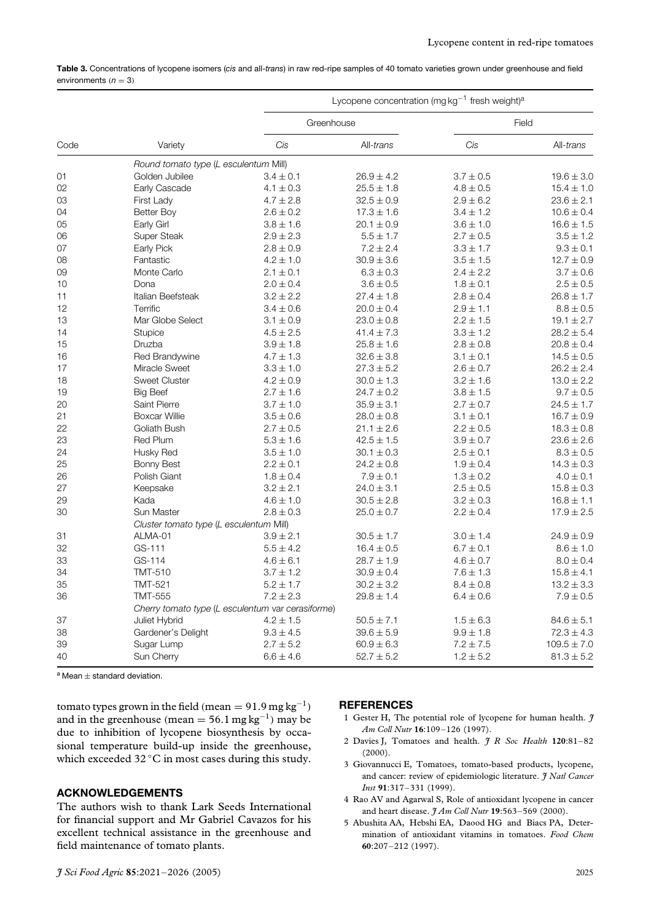**Table 3.** Concentrations of lycopene isomers (*cis* and all-*trans*) in raw red-ripe samples of 40 tomato varieties grown under greenhouse and field environments ($n = 3$)

| Code | Variety | Lycopene concentration (mg kg$^{-1}$ fresh weight)[a] | | | |
|---|---|---|---|---|---|
| | | Greenhouse | | Field | |
| | | *Cis* | All-*trans* | *Cis* | All-*trans* |
| | *Round tomato type (L esculentum Mill)* | | | | |
| 01 | Golden Jubilee | 3.4 ± 0.1 | 26.9 ± 4.2 | 3.7 ± 0.5 | 19.6 ± 3.0 |
| 02 | Early Cascade | 4.1 ± 0.3 | 25.5 ± 1.8 | 4.8 ± 0.5 | 15.4 ± 1.0 |
| 03 | First Lady | 4.7 ± 2.8 | 32.5 ± 0.9 | 2.9 ± 6.2 | 23.6 ± 2.1 |
| 04 | Better Boy | 2.6 ± 0.2 | 17.3 ± 1.6 | 3.4 ± 1.2 | 10.6 ± 0.4 |
| 05 | Early Girl | 3.8 ± 1.6 | 20.1 ± 0.9 | 3.6 ± 1.0 | 16.6 ± 1.5 |
| 06 | Super Steak | 2.9 ± 2.3 | 5.5 ± 1.7 | 2.7 ± 0.5 | 3.5 ± 1.2 |
| 07 | Early Pick | 2.8 ± 0.9 | 7.2 ± 2.4 | 3.3 ± 1.7 | 9.3 ± 0.1 |
| 08 | Fantastic | 4.2 ± 1.0 | 30.9 ± 3.6 | 3.5 ± 1.5 | 12.7 ± 0.9 |
| 09 | Monte Carlo | 2.1 ± 0.1 | 6.3 ± 0.3 | 2.4 ± 2.2 | 3.7 ± 0.6 |
| 10 | Dona | 2.0 ± 0.4 | 3.6 ± 0.5 | 1.8 ± 0.1 | 2.5 ± 0.5 |
| 11 | Italian Beefsteak | 3.2 ± 2.2 | 27.4 ± 1.8 | 2.8 ± 0.4 | 26.8 ± 1.7 |
| 12 | Terrific | 3.4 ± 0.6 | 20.0 ± 0.4 | 2.9 ± 1.1 | 8.8 ± 0.5 |
| 13 | Mar Globe Select | 3.1 ± 0.9 | 23.0 ± 0.8 | 2.2 ± 1.5 | 19.1 ± 2.7 |
| 14 | Stupice | 4.5 ± 2.5 | 41.4 ± 7.3 | 3.3 ± 1.2 | 28.2 ± 5.4 |
| 15 | Druzba | 3.9 ± 1.8 | 25.8 ± 1.6 | 2.8 ± 0.8 | 20.8 ± 0.4 |
| 16 | Red Brandywine | 4.7 ± 1.3 | 32.6 ± 3.8 | 3.1 ± 0.1 | 14.5 ± 0.5 |
| 17 | Miracle Sweet | 3.3 ± 1.0 | 27.3 ± 5.2 | 2.6 ± 0.7 | 26.2 ± 2.4 |
| 18 | Sweet Cluster | 4.2 ± 0.9 | 30.0 ± 1.3 | 3.2 ± 1.6 | 13.0 ± 2.2 |
| 19 | Big Beef | 2.7 ± 1.6 | 24.7 ± 0.2 | 3.8 ± 1.5 | 9.7 ± 0.5 |
| 20 | Saint Pierre | 3.7 ± 1.0 | 35.9 ± 3.1 | 2.7 ± 0.7 | 24.5 ± 1.7 |
| 21 | Boxcar Willie | 3.5 ± 0.6 | 28.0 ± 0.8 | 3.1 ± 0.1 | 16.7 ± 0.9 |
| 22 | Goliath Bush | 2.7 ± 0.5 | 21.1 ± 2.6 | 2.2 ± 0.5 | 18.3 ± 0.8 |
| 23 | Red Plum | 5.3 ± 1.6 | 42.5 ± 1.5 | 3.9 ± 0.7 | 23.6 ± 2.6 |
| 24 | Husky Red | 3.5 ± 1.0 | 30.1 ± 0.3 | 2.5 ± 0.1 | 8.3 ± 0.5 |
| 25 | Bonny Best | 2.2 ± 0.1 | 24.2 ± 0.8 | 1.9 ± 0.4 | 14.3 ± 0.3 |
| 26 | Polish Giant | 1.8 ± 0.4 | 7.9 ± 0.1 | 1.3 ± 0.2 | 4.0 ± 0.1 |
| 27 | Keepsake | 3.2 ± 2.1 | 24.0 ± 3.1 | 2.5 ± 0.5 | 15.8 ± 0.3 |
| 29 | Kada | 4.6 ± 1.0 | 30.5 ± 2.8 | 3.2 ± 0.3 | 16.8 ± 1.1 |
| 30 | Sun Master | 2.8 ± 0.3 | 25.0 ± 0.7 | 2.2 ± 0.4 | 17.9 ± 2.5 |
| | *Cluster tomato type (L esculentum Mill)* | | | | |
| 31 | ALMA-01 | 3.9 ± 2.1 | 30.5 ± 1.7 | 3.0 ± 1.4 | 24.9 ± 0.9 |
| 32 | GS-111 | 5.5 ± 4.2 | 16.4 ± 0.5 | 6.7 ± 0.1 | 8.6 ± 1.0 |
| 33 | GS-114 | 4.6 ± 6.1 | 28.7 ± 1.9 | 4.6 ± 0.7 | 8.0 ± 0.4 |
| 34 | TMT-510 | 3.7 ± 1.2 | 30.9 ± 0.4 | 7.6 ± 1.3 | 15.8 ± 4.1 |
| 35 | TMT-521 | 5.2 ± 1.7 | 30.2 ± 3.2 | 8.4 ± 0.8 | 13.2 ± 3.3 |
| 36 | TMT-555 | 7.2 ± 2.3 | 29.8 ± 1.4 | 6.4 ± 0.6 | 7.9 ± 0.5 |
| | *Cherry tomato type (L esculentum var cerasiforme)* | | | | |
| 37 | Juliet Hybrid | 4.2 ± 1.5 | 50.5 ± 7.1 | 1.5 ± 6.3 | 84.6 ± 5.1 |
| 38 | Gardener's Delight | 9.3 ± 4.5 | 39.6 ± 5.9 | 9.9 ± 1.8 | 72.3 ± 4.3 |
| 39 | Sugar Lump | 2.7 ± 5.2 | 60.9 ± 6.3 | 7.2 ± 7.5 | 109.5 ± 7.0 |
| 40 | Sun Cherry | 6.6 ± 4.6 | 52.7 ± 5.2 | 1.2 ± 5.2 | 81.3 ± 5.2 |

[a] Mean ± standard deviation.

tomato types grown in the field (mean = 91.9 mg kg$^{-1}$) and in the greenhouse (mean = 56.1 mg kg$^{-1}$) may be due to inhibition of lycopene biosynthesis by occasional temperature build-up inside the greenhouse, which exceeded 32 °C in most cases during this study.

## ACKNOWLEDGEMENTS

The authors wish to thank Lark Seeds International for financial support and Mr Gabriel Cavazos for his excellent technical assistance in the greenhouse and field maintenance of tomato plants.

## REFERENCES

1. Gester H, The potential role of lycopene for human health. *J Am Coll Nutr* **16**:109–126 (1997).
2. Davies J, Tomatoes and health. *J R Soc Health* **120**:81–82 (2000).
3. Giovannucci E, Tomatoes, tomato-based products, lycopene, and cancer: review of epidemiologic literature. *J Natl Cancer Inst* **91**:317–331 (1999).
4. Rao AV and Agarwal S, Role of antioxidant lycopene in cancer and heart disease. *J Am Coll Nutr* **19**:563–569 (2000).
5. Abushita AA, Hebshi EA, Daood HG and Biacs PA, Determination of antioxidant vitamins in tomatoes. *Food Chem* **60**:207–212 (1997).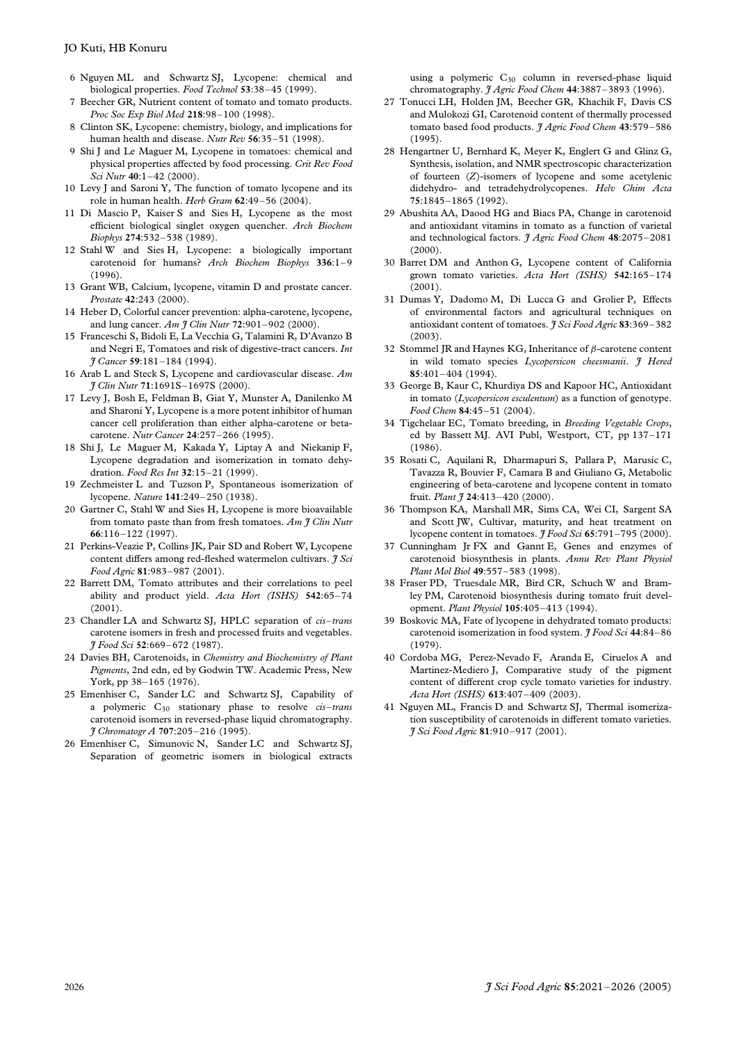6 Nguyen ML and Schwartz SJ, Lycopene: chemical and biological properties. *Food Technol* **53**:38–45 (1999).

7 Beecher GR, Nutrient content of tomato and tomato products. *Proc Soc Exp Biol Med* **218**:98–100 (1998).

8 Clinton SK, Lycopene: chemistry, biology, and implications for human health and disease. *Nutr Rev* **56**:35–51 (1998).

9 Shi J and Le Maguer M, Lycopene in tomatoes: chemical and physical properties affected by food processing. *Crit Rev Food Sci Nutr* **40**:1–42 (2000).

10 Levy J and Saroni Y, The function of tomato lycopene and its role in human health. *Herb Gram* **62**:49–56 (2004).

11 Di Mascio P, Kaiser S and Sies H, Lycopene as the most efficient biological singlet oxygen quencher. *Arch Biochem Biophys* **274**:532–538 (1989).

12 Stahl W and Sies H, Lycopene: a biologically important carotenoid for humans? *Arch Biochem Biophys* **336**:1–9 (1996).

13 Grant WB, Calcium, lycopene, vitamin D and prostate cancer. *Prostate* **42**:243 (2000).

14 Heber D, Colorful cancer prevention: alpha-carotene, lycopene, and lung cancer. *Am J Clin Nutr* **72**:901–902 (2000).

15 Franceschi S, Bidoli E, La Vecchia G, Talamini R, D'Avanzo B and Negri E, Tomatoes and risk of digestive-tract cancers. *Int J Cancer* **59**:181–184 (1994).

16 Arab L and Steck S, Lycopene and cardiovascular disease. *Am J Clin Nutr* **71**:1691S–1697S (2000).

17 Levy J, Bosh E, Feldman B, Giat Y, Munster A, Danilenko M and Sharoni Y, Lycopene is a more potent inhibitor of human cancer cell proliferation than either alpha-carotene or beta-carotene. *Nutr Cancer* **24**:257–266 (1995).

18 Shi J, Le Maguer M, Kakada Y, Liptay A and Niekanip F, Lycopene degradation and isomerization in tomato dehydration. *Food Res Int* **32**:15–21 (1999).

19 Zechmeister L and Tuzson P, Spontaneous isomerization of lycopene. *Nature* **141**:249–250 (1938).

20 Gartner C, Stahl W and Sies H, Lycopene is more bioavailable from tomato paste than from fresh tomatoes. *Am J Clin Nutr* **66**:116–122 (1997).

21 Perkins-Veazie P, Collins JK, Pair SD and Robert W, Lycopene content differs among red-fleshed watermelon cultivars. *J Sci Food Agric* **81**:983–987 (2001).

22 Barrett DM, Tomato attributes and their correlations to peel ability and product yield. *Acta Hort (ISHS)* **542**:65–74 (2001).

23 Chandler LA and Schwartz SJ, HPLC separation of *cis*–*trans* carotene isomers in fresh and processed fruits and vegetables. *J Food Sci* **52**:669–672 (1987).

24 Davies BH, Carotenoids, in *Chemistry and Biochemistry of Plant Pigments*, 2nd edn, ed by Godwin TW. Academic Press, New York, pp 38–165 (1976).

25 Emenhiser C, Sander LC and Schwartz SJ, Capability of a polymeric $C_{30}$ stationary phase to resolve *cis*–*trans* carotenoid isomers in reversed-phase liquid chromatography. *J Chromatogr A* **707**:205–216 (1995).

26 Emenhiser C, Simunovic N, Sander LC and Schwartz SJ, Separation of geometric isomers in biological extracts using a polymeric $C_{30}$ column in reversed-phase liquid chromatography. *J Agric Food Chem* **44**:3887–3893 (1996).

27 Tonucci LH, Holden JM, Beecher GR, Khachik F, Davis CS and Mulokozi GI, Carotenoid content of thermally processed tomato based food products. *J Agric Food Chem* **43**:579–586 (1995).

28 Hengartner U, Bernhard K, Meyer K, Englert G and Glinz G, Synthesis, isolation, and NMR spectroscopic characterization of fourteen (*Z*)-isomers of lycopene and some acetylenic didehydro- and tetradehydrolycopenes. *Helv Chim Acta* **75**:1845–1865 (1992).

29 Abushita AA, Daood HG and Biacs PA, Change in carotenoid and antioxidant vitamins in tomato as a function of varietal and technological factors. *J Agric Food Chem* **48**:2075–2081 (2000).

30 Barret DM and Anthon G, Lycopene content of California grown tomato varieties. *Acta Hort (ISHS)* **542**:165–174 (2001).

31 Dumas Y, Dadomo M, Di Lucca G and Grolier P, Effects of environmental factors and agricultural techniques on antioxidant content of tomatoes. *J Sci Food Agric* **83**:369–382 (2003).

32 Stommel JR and Haynes KG, Inheritance of $\beta$-carotene content in wild tomato species *Lycopersicon cheesmanii*. *J Hered* **85**:401–404 (1994).

33 George B, Kaur C, Khurdiya DS and Kapoor HC, Antioxidant in tomato (*Lycopersicon esculentum*) as a function of genotype. *Food Chem* **84**:45–51 (2004).

34 Tigchelaar EC, Tomato breeding, in *Breeding Vegetable Crops*, ed by Bassett MJ. AVI Publ, Westport, CT, pp 137–171 (1986).

35 Rosati C, Aquilani R, Dharmapuri S, Pallara P, Marusic C, Tavazza R, Bouvier F, Camara B and Giuliano G, Metabolic engineering of beta-carotene and lycopene content in tomato fruit. *Plant J* **24**:413–420 (2000).

36 Thompson KA, Marshall MR, Sims CA, Wei CI, Sargent SA and Scott JW, Cultivar, maturity, and heat treatment on lycopene content in tomatoes. *J Food Sci* **65**:791–795 (2000).

37 Cunningham Jr FX and Gannt E, Genes and enzymes of carotenoid biosynthesis in plants. *Annu Rev Plant Physiol Plant Mol Biol* **49**:557–583 (1998).

38 Fraser PD, Truesdale MR, Bird CR, Schuch W and Bramley PM, Carotenoid biosynthesis during tomato fruit development. *Plant Physiol* **105**:405–413 (1994).

39 Boskovic MA, Fate of lycopene in dehydrated tomato products: carotenoid isomerization in food system. *J Food Sci* **44**:84–86 (1979).

40 Cordoba MG, Perez-Nevado F, Aranda E, Ciruelos A and Martinez-Mediero J, Comparative study of the pigment content of different crop cycle tomato varieties for industry. *Acta Hort (ISHS)* **613**:407–409 (2003).

41 Nguyen ML, Francis D and Schwartz SJ, Thermal isomerization susceptibility of carotenoids in different tomato varieties. *J Sci Food Agric* **81**:910–917 (2001).